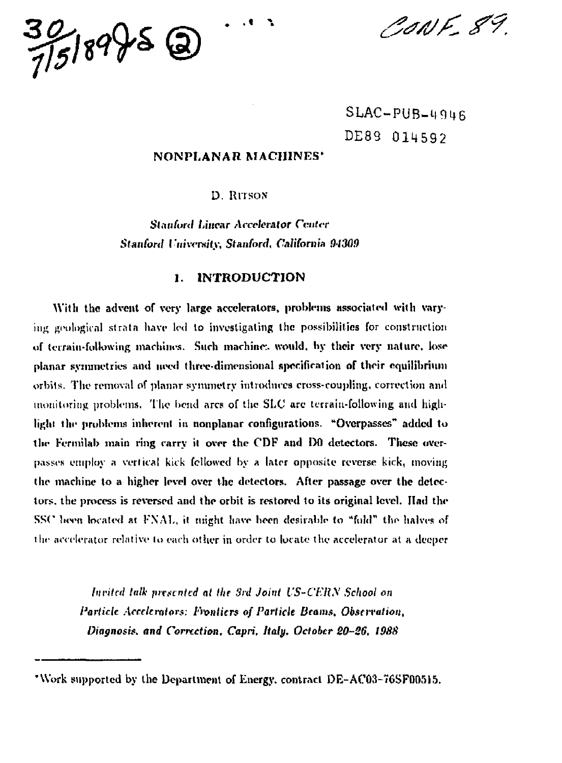30/7/5/89 JS (2)

CONF. 89.

SLAC-PUB-4946
DE89 014592

# NONPLANAR MACHINES*

D. RITSON

*Stanford Linear Accelerator Center*
*Stanford University, Stanford, California 94309*

## 1. INTRODUCTION

With the advent of very large accelerators, problems associated with varying geological strata have led to investigating the possibilities for construction of terrain-following machines. Such machines would, by their very nature, lose planar symmetries and need three-dimensional specification of their equilibrium orbits. The removal of planar symmetry introduces cross-coupling, correction and monitoring problems. The bend arcs of the SLC are terrain-following and highlight the problems inherent in nonplanar configurations. "Overpasses" added to the Fermilab main ring carry it over the CDF and D0 detectors. These overpasses employ a vertical kick followed by a later opposite reverse kick, moving the machine to a higher level over the detectors. After passage over the detectors, the process is reversed and the orbit is restored to its original level. Had the SSC been located at FNAL, it might have been desirable to "fold" the halves of the accelerator relative to each other in order to locate the accelerator at a deeper

*Invited talk presented at the 3rd Joint US-CERN School on Particle Accelerators: Frontiers of Particle Beams, Observation, Diagnosis, and Correction, Capri, Italy, October 20–26, 1988*

*Work supported by the Department of Energy, contract DE-AC03-76SF00515.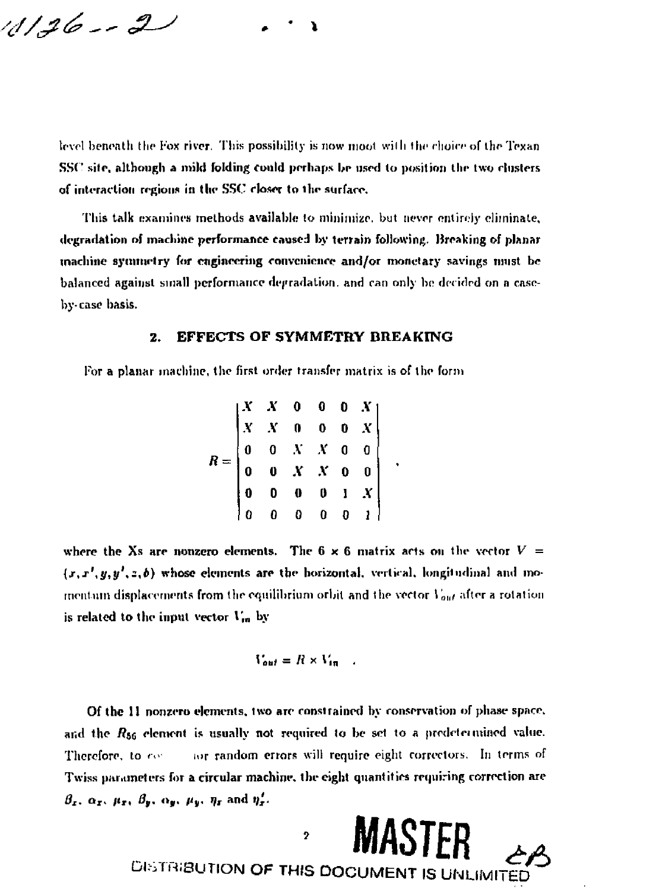level beneath the Fox river. This possibility is now moot with the choice of the Texan SSC site, although a mild folding could perhaps be used to position the two clusters of interaction regions in the SSC closer to the surface.

This talk examines methods available to minimize, but never entirely eliminate, degradation of machine performance caused by terrain following. Breaking of planar machine symmetry for engineering convenience and/or monetary savings must be balanced against small performance degradation, and can only be decided on a case-by-case basis.

## 2. EFFECTS OF SYMMETRY BREAKING

For a planar machine, the first order transfer matrix is of the form

$$R = \begin{vmatrix} X & X & 0 & 0 & 0 & X \\ X & X & 0 & 0 & 0 & X \\ 0 & 0 & X & X & 0 & 0 \\ 0 & 0 & X & X & 0 & 0 \\ 0 & 0 & 0 & 0 & 1 & X \\ 0 & 0 & 0 & 0 & 0 & 1 \end{vmatrix} \quad ,$$

where the Xs are nonzero elements. The 6 × 6 matrix acts on the vector $V = (x, x', y, y', z, \delta)$ whose elements are the horizontal, vertical, longitudinal and momentum displacements from the equilibrium orbit and the vector $V_{out}$ after a rotation is related to the input vector $V_{in}$ by

$$V_{out} = R \times V_{in} \quad .$$

Of the 11 nonzero elements, two are constrained by conservation of phase space, and the $R_{56}$ element is usually not required to be set to a predetermined value. Therefore, to co... for random errors will require eight correctors. In terms of Twiss parameters for a circular machine, the eight quantities requiring correction are $\beta_x$, $\alpha_x$, $\mu_x$, $\beta_y$, $\alpha_y$, $\mu_y$, $\eta_x$ and $\eta_x'$.

**MASTER**

DISTRIBUTION OF THIS DOCUMENT IS UNLIMITED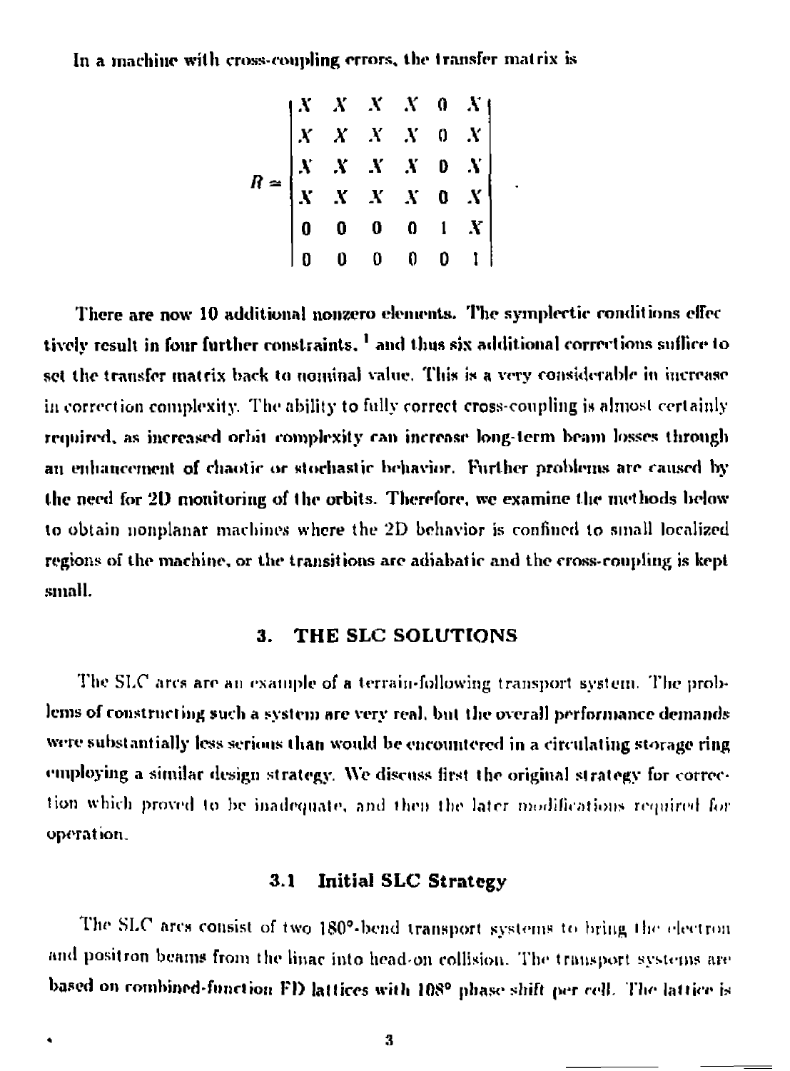In a machine with cross-coupling errors, the transfer matrix is

$$R \simeq \begin{vmatrix} X & X & X & X & 0 & X \\ X & X & X & X & 0 & X \\ X & X & X & X & 0 & X \\ X & X & X & X & 0 & X \\ 0 & 0 & 0 & 0 & 1 & X \\ 0 & 0 & 0 & 0 & 0 & 1 \end{vmatrix} .$$

There are now 10 additional nonzero elements. The symplectic conditions effectively result in four further constraints, [1] and thus six additional corrections suffice to set the transfer matrix back to nominal value. This is a very considerable in increase in correction complexity. The ability to fully correct cross-coupling is almost certainly required, as increased orbit complexity can increase long-term beam losses through an enhancement of chaotic or stochastic behavior. Further problems are caused by the need for 2D monitoring of the orbits. Therefore, we examine the methods below to obtain nonplanar machines where the 2D behavior is confined to small localized regions of the machine, or the transitions are adiabatic and the cross-coupling is kept small.

## 3. THE SLC SOLUTIONS

The SLC arcs are an example of a terrain-following transport system. The problems of constructing such a system are very real, but the overall performance demands were substantially less serious than would be encountered in a circulating storage ring employing a similar design strategy. We discuss first the original strategy for correction which proved to be inadequate, and then the later modifications required for operation.

### 3.1 Initial SLC Strategy

The SLC arcs consist of two 180°-bend transport systems to bring the electron and positron beams from the linac into head-on collision. The transport systems are based on combined-function FD lattices with 108° phase shift per cell. The lattice is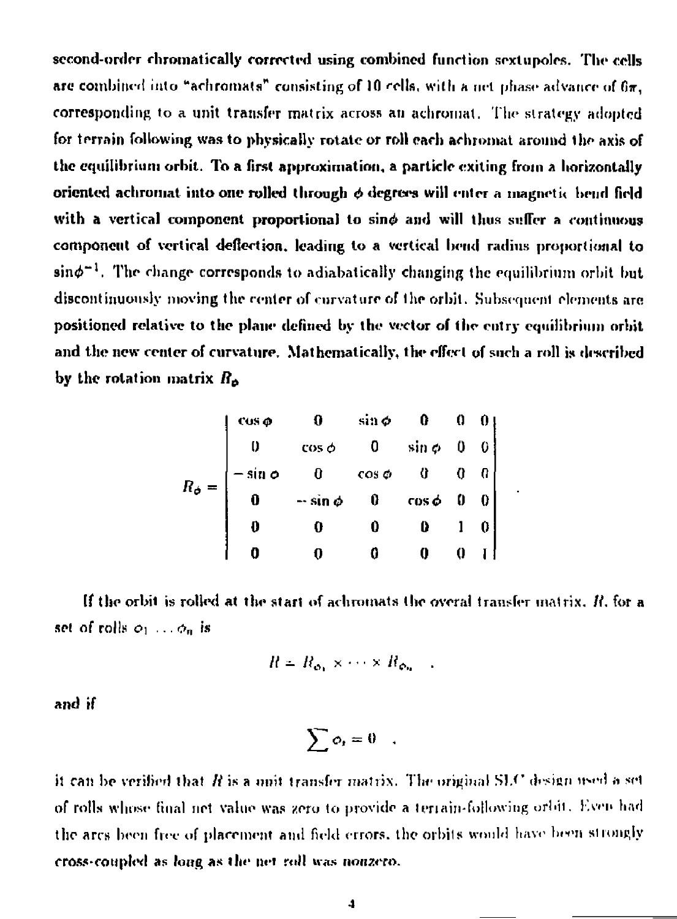second-order chromatically corrected using combined function sextupoles. The cells are combined into "achromats" consisting of 10 cells, with a net phase advance of $6\pi$, corresponding to a unit transfer matrix across an achromat. The strategy adopted for terrain following was to physically rotate or roll each achromat around the axis of the equilibrium orbit. To a first approximation, a particle exiting from a horizontally oriented achromat into one rolled through $\phi$ degrees will enter a magnetic bend field with a vertical component proportional to $\sin\phi$ and will thus suffer a continuous component of vertical deflection, leading to a vertical bend radius proportional to $\sin\phi^{-1}$. The change corresponds to adiabatically changing the equilibrium orbit but discontinuously moving the center of curvature of the orbit. Subsequent elements are positioned relative to the plane defined by the vector of the entry equilibrium orbit and the new center of curvature. Mathematically, the effect of such a roll is described by the rotation matrix $R_\phi$

$$
R_\phi = \begin{vmatrix}
\cos\phi & 0 & \sin\phi & 0 & 0 & 0 \\
0 & \cos\phi & 0 & \sin\phi & 0 & 0 \\
-\sin\phi & 0 & \cos\phi & 0 & 0 & 0 \\
0 & -\sin\phi & 0 & \cos\phi & 0 & 0 \\
0 & 0 & 0 & 0 & 1 & 0 \\
0 & 0 & 0 & 0 & 0 & 1
\end{vmatrix} .
$$

If the orbit is rolled at the start of achromats the overal transfer matrix, $R$, for a set of rolls $\phi_1 \ldots \phi_n$ is

$$
R = R_{\phi_1} \times \cdots \times R_{\phi_n} \quad .
$$

and if

$$
\sum \phi_i = 0 \quad ,
$$

it can be verified that $R$ is a unit transfer matrix. The original SLC design used a set of rolls whose final net value was zero to provide a terrain-following orbit. Even had the arcs been free of placement and field errors, the orbits would have been strongly cross-coupled as long as the net roll was nonzero.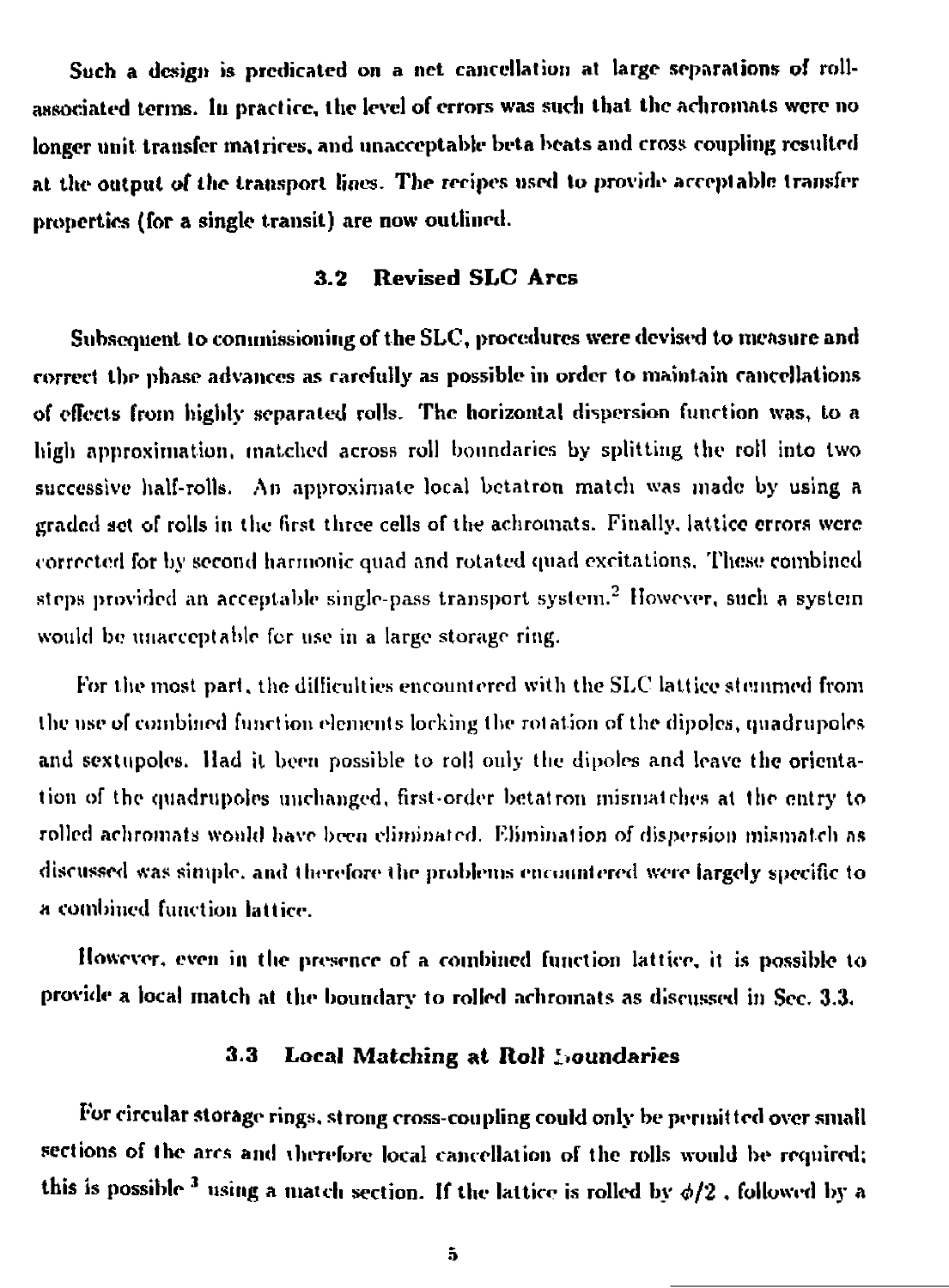Such a design is predicated on a net cancellation at large separations of roll-associated terms. In practice, the level of errors was such that the achromats were no longer unit transfer matrices, and unacceptable beta beats and cross coupling resulted at the output of the transport lines. The recipes used to provide acceptable transfer properties (for a single transit) are now outlined.

### 3.2 Revised SLC Arcs

Subsequent to commissioning of the SLC, procedures were devised to measure and correct the phase advances as carefully as possible in order to maintain cancellations of effects from highly separated rolls. The horizontal dispersion function was, to a high approximation, matched across roll boundaries by splitting the roll into two successive half-rolls. An approximate local betatron match was made by using a graded set of rolls in the first three cells of the achromats. Finally, lattice errors were corrected for by second harmonic quad and rotated quad excitations. These combined steps provided an acceptable single-pass transport system.[2] However, such a system would be unacceptable for use in a large storage ring.

For the most part, the difficulties encountered with the SLC lattice stemmed from the use of combined function elements locking the rotation of the dipoles, quadrupoles and sextupoles. Had it been possible to roll only the dipoles and leave the orientation of the quadrupoles unchanged, first-order betatron mismatches at the entry to rolled achromats would have been eliminated. Elimination of dispersion mismatch as discussed was simple, and therefore the problems encountered were largely specific to a combined function lattice.

However, even in the presence of a combined function lattice, it is possible to provide a local match at the boundary to rolled achromats as discussed in Sec. 3.3.

### 3.3 Local Matching at Roll Boundaries

For circular storage rings, strong cross-coupling could only be permitted over small sections of the arcs and therefore local cancellation of the rolls would be required; this is possible [3] using a match section. If the lattice is rolled by $\phi/2$, followed by a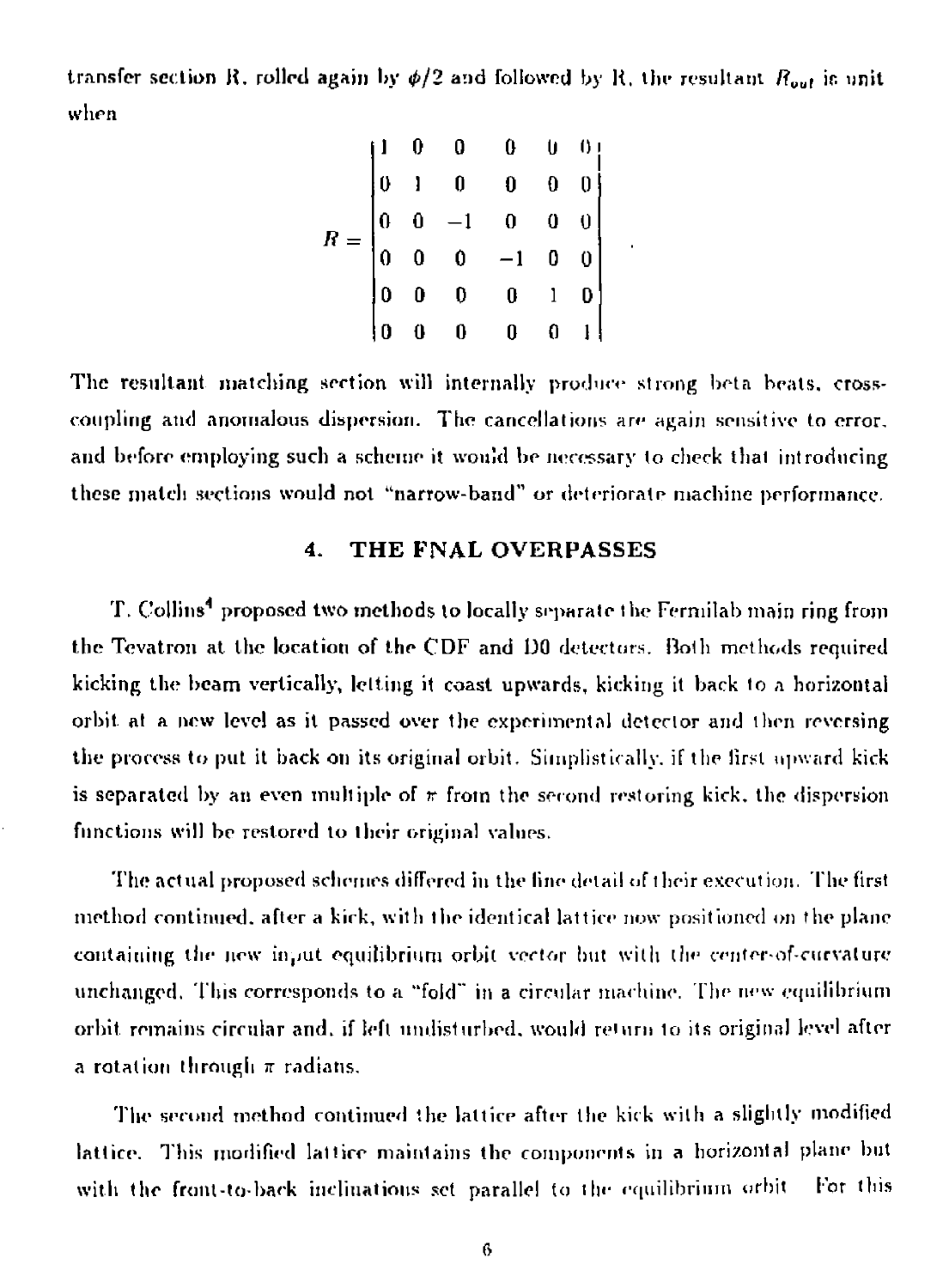transfer section R, rolled again by $\phi/2$ and followed by R, the resultant $R_{out}$ is unit when

$$R = \begin{vmatrix} 1 & 0 & 0 & 0 & 0 & 0 \\ 0 & 1 & 0 & 0 & 0 & 0 \\ 0 & 0 & -1 & 0 & 0 & 0 \\ 0 & 0 & 0 & -1 & 0 & 0 \\ 0 & 0 & 0 & 0 & 1 & 0 \\ 0 & 0 & 0 & 0 & 0 & 1 \end{vmatrix} .$$

The resultant matching section will internally produce strong beta beats, cross-coupling and anomalous dispersion. The cancellations are again sensitive to error, and before employing such a scheme it would be necessary to check that introducing these match sections would not "narrow-band" or deteriorate machine performance.

## 4. THE FNAL OVERPASSES

T. Collins[4] proposed two methods to locally separate the Fermilab main ring from the Tevatron at the location of the CDF and D0 detectors. Both methods required kicking the beam vertically, letting it coast upwards, kicking it back to a horizontal orbit at a new level as it passed over the experimental detector and then reversing the process to put it back on its original orbit. Simplistically, if the first upward kick is separated by an even multiple of $\pi$ from the second restoring kick, the dispersion functions will be restored to their original values.

The actual proposed schemes differed in the fine detail of their execution. The first method continued, after a kick, with the identical lattice now positioned on the plane containing the new input equilibrium orbit vector but with the center-of-curvature unchanged. This corresponds to a "fold" in a circular machine. The new equilibrium orbit remains circular and, if left undisturbed, would return to its original level after a rotation through $\pi$ radians.

The second method continued the lattice after the kick with a slightly modified lattice. This modified lattice maintains the components in a horizontal plane but with the front-to-back inclinations set parallel to the equilibrium orbit. For this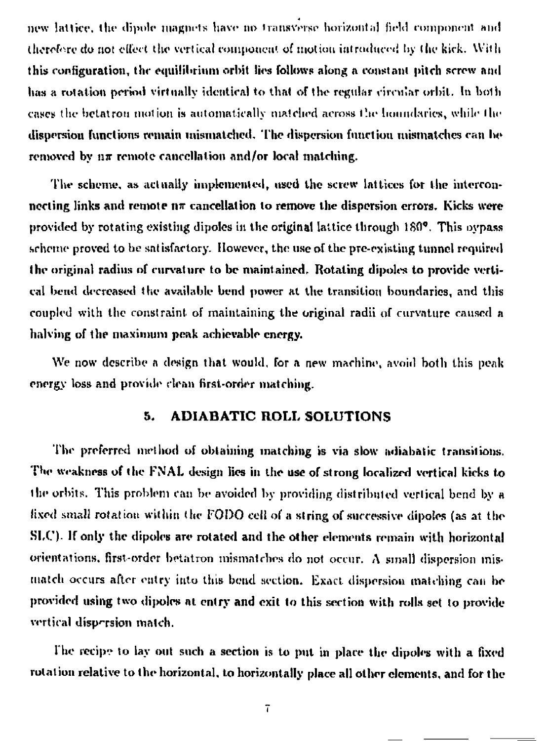new lattice, the dipole magnets have no transverse horizontal field component and therefore do not effect the vertical component of motion introduced by the kick. With this configuration, the equilibrium orbit lies follows along a constant pitch screw and has a rotation period virtually identical to that of the regular circular orbit. In both cases the betatron motion is automatically matched across the boundaries, while the dispersion functions remain mismatched. The dispersion function mismatches can be removed by $n\pi$ remote cancellation and/or local matching.

The scheme, as actually implemented, used the screw lattices for the interconnecting links and remote $n\pi$ cancellation to remove the dispersion errors. Kicks were provided by rotating existing dipoles in the original lattice through 180°. This bypass scheme proved to be satisfactory. However, the use of the pre-existing tunnel required the original radius of curvature to be maintained. Rotating dipoles to provide vertical bend decreased the available bend power at the transition boundaries, and this coupled with the constraint of maintaining the original radii of curvature caused a halving of the maximum peak achievable energy.

We now describe a design that would, for a new machine, avoid both this peak energy loss and provide clean first-order matching.

## 5. ADIABATIC ROLL SOLUTIONS

The preferred method of obtaining matching is via slow adiabatic transitions. The weakness of the FNAL design lies in the use of strong localized vertical kicks to the orbits. This problem can be avoided by providing distributed vertical bend by a fixed small rotation within the FODO cell of a string of successive dipoles (as at the SLC). If only the dipoles are rotated and the other elements remain with horizontal orientations, first-order betatron mismatches do not occur. A small dispersion mismatch occurs after entry into this bend section. Exact dispersion matching can be provided using two dipoles at entry and exit to this section with rolls set to provide vertical dispersion match.

The recipe to lay out such a section is to put in place the dipoles with a fixed rotation relative to the horizontal, to horizontally place all other elements, and for the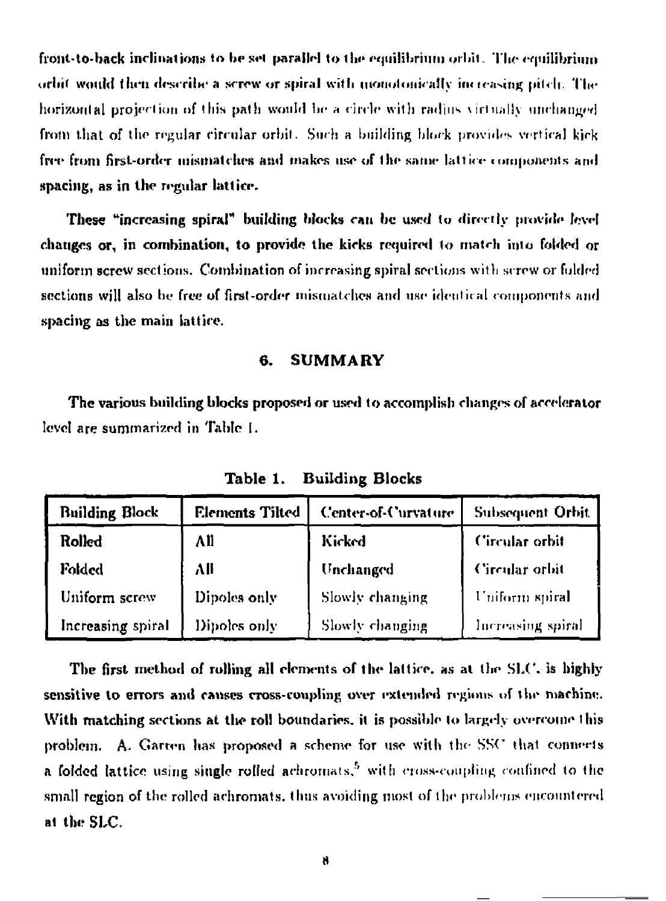front-to-back inclinations to be set parallel to the equilibrium orbit. The equilibrium orbit would then describe a screw or spiral with monotonically increasing pitch. The horizontal projection of this path would be a circle with radius virtually unchanged from that of the regular circular orbit. Such a building block provides vertical kick free from first-order mismatches and makes use of the same lattice components and spacing, as in the regular lattice.

These "increasing spiral" building blocks can be used to directly provide level changes or, in combination, to provide the kicks required to match into folded or uniform screw sections. Combination of increasing spiral sections with screw or folded sections will also be free of first-order mismatches and use identical components and spacing as the main lattice.

## 6. SUMMARY

The various building blocks proposed or used to accomplish changes of accelerator level are summarized in Table 1.

**Table 1. Building Blocks**

| Building Block | Elements Tilted | Center-of-Curvature | Subsequent Orbit |
|---|---|---|---|
| Rolled | All | Kicked | Circular orbit |
| Folded | All | Unchanged | Circular orbit |
| Uniform screw | Dipoles only | Slowly changing | Uniform spiral |
| Increasing spiral | Dipoles only | Slowly changing | Increasing spiral |

The first method of rolling all elements of the lattice, as at the SLC, is highly sensitive to errors and causes cross-coupling over extended regions of the machine. With matching sections at the roll boundaries, it is possible to largely overcome this problem. A. Garren has proposed a scheme for use with the SSC that connects a folded lattice using single rolled achromats,[5] with cross-coupling confined to the small region of the rolled achromats, thus avoiding most of the problems encountered at the SLC.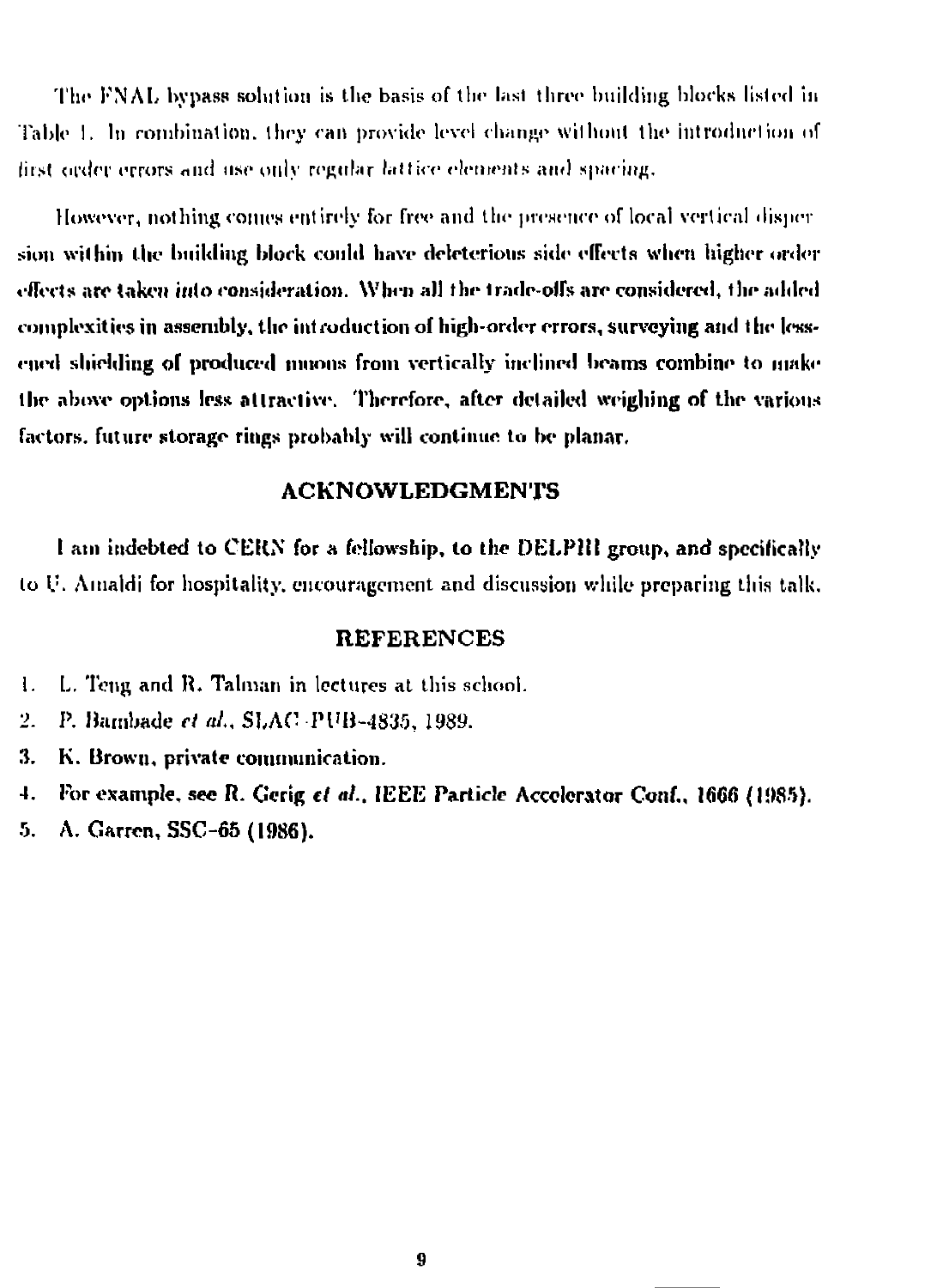The FNAL bypass solution is the basis of the last three building blocks listed in Table 1. In combination, they can provide level change without the introduction of first order errors and use only regular lattice elements and spacing.

However, nothing comes entirely for free and the presence of local vertical dispersion within the building block could have deleterious side effects when higher order effects are taken into consideration. When all the trade-offs are considered, the added complexities in assembly, the introduction of high-order errors, surveying and the lessened shielding of produced muons from vertically inclined beams combine to make the above options less attractive. Therefore, after detailed weighing of the various factors, future storage rings probably will continue to be planar.

## ACKNOWLEDGMENTS

I am indebted to CERN for a fellowship, to the DELPHI group, and specifically to U. Amaldi for hospitality, encouragement and discussion while preparing this talk.

## REFERENCES

1. L. Teng and R. Talman in lectures at this school.
2. P. Bambade *et al.*, SLAC-PUB-4835, 1989.
3. K. Brown, private communication.
4. For example, see R. Gerig *et al.*, IEEE Particle Accelerator Conf., 1666 (1985).
5. A. Garren, SSC-65 (1986).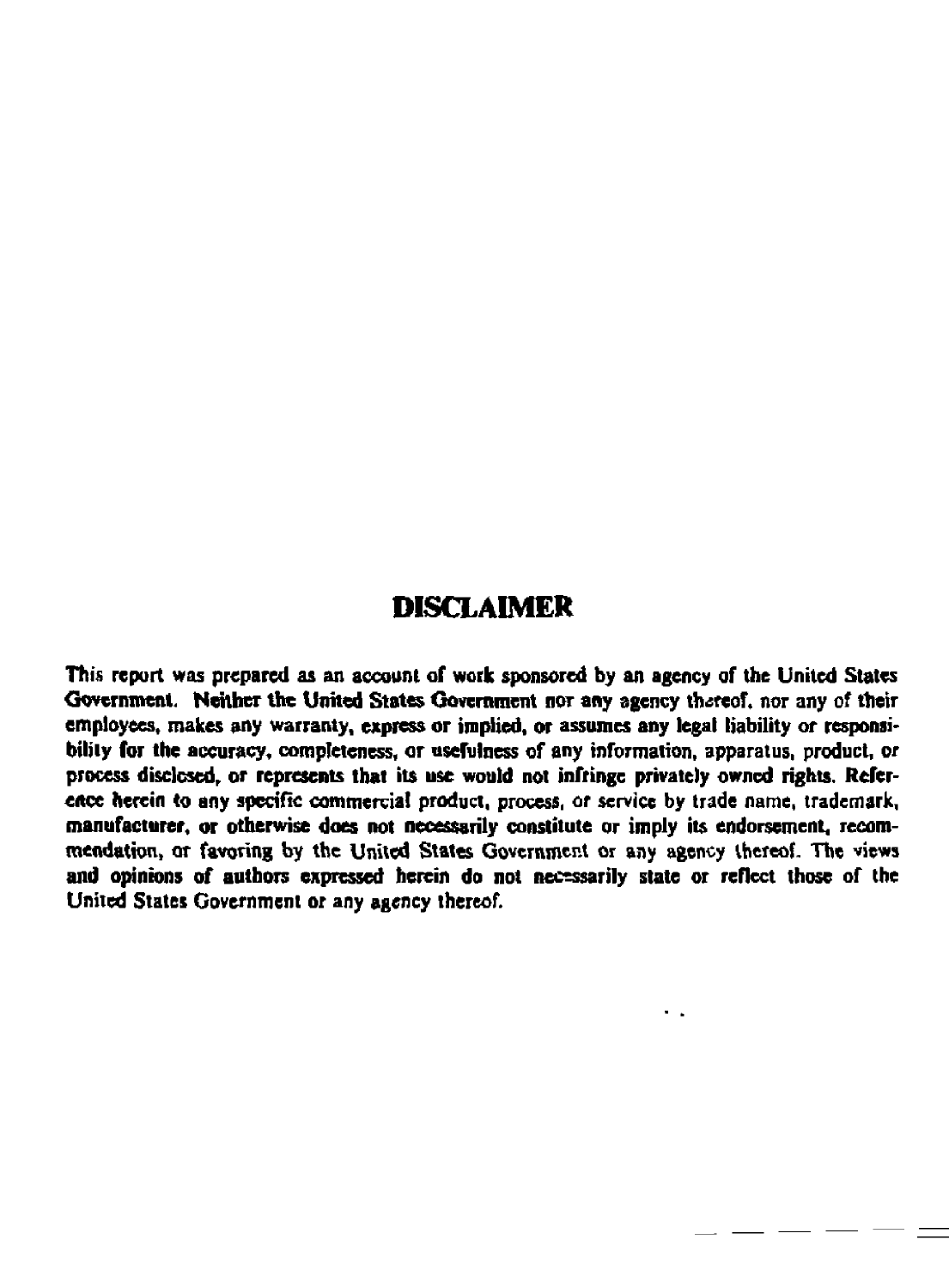## DISCLAIMER

This report was prepared as an account of work sponsored by an agency of the United States Government. Neither the United States Government nor any agency thereof, nor any of their employees, makes any warranty, express or implied, or assumes any legal liability or responsibility for the accuracy, completeness, or usefulness of any information, apparatus, product, or process disclosed, or represents that its use would not infringe privately owned rights. Reference herein to any specific commercial product, process, or service by trade name, trademark, manufacturer, or otherwise does not necessarily constitute or imply its endorsement, recommendation, or favoring by the United States Government or any agency thereof. The views and opinions of authors expressed herein do not necessarily state or reflect those of the United States Government or any agency thereof.